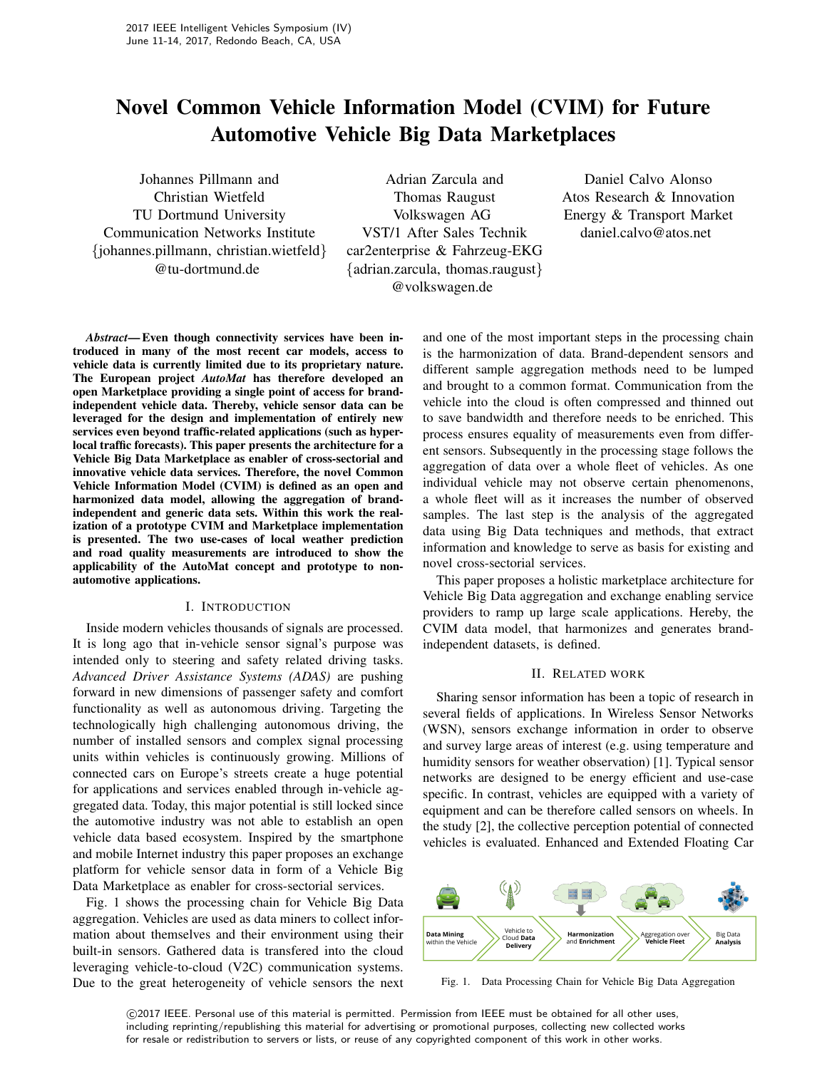# Novel Common Vehicle Information Model (CVIM) for Future Automotive Vehicle Big Data Marketplaces

Johannes Pillmann and Christian Wietfeld
TU Dortmund University
Communication Networks Institute
{johannes.pillmann, christian.wietfeld}@tu-dortmund.de

Adrian Zarcula and Thomas Raugust
Volkswagen AG
VST/1 After Sales Technik
car2enterprise & Fahrzeug-EKG
{adrian.zarcula, thomas.raugust}@volkswagen.de

Daniel Calvo Alonso
Atos Research & Innovation
Energy & Transport Market
daniel.calvo@atos.net

***Abstract*— Even though connectivity services have been introduced in many of the most recent car models, access to vehicle data is currently limited due to its proprietary nature. The European project *AutoMat* has therefore developed an open Marketplace providing a single point of access for brand-independent vehicle data. Thereby, vehicle sensor data can be leveraged for the design and implementation of entirely new services even beyond traffic-related applications (such as hyper-local traffic forecasts). This paper presents the architecture for a Vehicle Big Data Marketplace as enabler of cross-sectorial and innovative vehicle data services. Therefore, the novel Common Vehicle Information Model (CVIM) is defined as an open and harmonized data model, allowing the aggregation of brand-independent and generic data sets. Within this work the realization of a prototype CVIM and Marketplace implementation is presented. The two use-cases of local weather prediction and road quality measurements are introduced to show the applicability of the AutoMat concept and prototype to non-automotive applications.**

## I. Introduction

Inside modern vehicles thousands of signals are processed. It is long ago that in-vehicle sensor signal's purpose was intended only to steering and safety related driving tasks. *Advanced Driver Assistance Systems (ADAS)* are pushing forward in new dimensions of passenger safety and comfort functionality as well as autonomous driving. Targeting the technologically high challenging autonomous driving, the number of installed sensors and complex signal processing units within vehicles is continuously growing. Millions of connected cars on Europe's streets create a huge potential for applications and services enabled through in-vehicle aggregated data. Today, this major potential is still locked since the automotive industry was not able to establish an open vehicle data based ecosystem. Inspired by the smartphone and mobile Internet industry this paper proposes an exchange platform for vehicle sensor data in form of a Vehicle Big Data Marketplace as enabler for cross-sectorial services.

Fig. 1 shows the processing chain for Vehicle Big Data aggregation. Vehicles are used as data miners to collect information about themselves and their environment using their built-in sensors. Gathered data is transfered into the cloud leveraging vehicle-to-cloud (V2C) communication systems. Due to the great heterogeneity of vehicle sensors the next and one of the most important steps in the processing chain is the harmonization of data. Brand-dependent sensors and different sample aggregation methods need to be lumped and brought to a common format. Communication from the vehicle into the cloud is often compressed and thinned out to save bandwidth and therefore needs to be enriched. This process ensures equality of measurements even from different sensors. Subsequently in the processing stage follows the aggregation of data over a whole fleet of vehicles. As one individual vehicle may not observe certain phenomenons, a whole fleet will as it increases the number of observed samples. The last step is the analysis of the aggregated data using Big Data techniques and methods, that extract information and knowledge to serve as basis for existing and novel cross-sectorial services.

This paper proposes a holistic marketplace architecture for Vehicle Big Data aggregation and exchange enabling service providers to ramp up large scale applications. Hereby, the CVIM data model, that harmonizes and generates brand-independent datasets, is defined.

## II. Related work

Sharing sensor information has been a topic of research in several fields of applications. In Wireless Sensor Networks (WSN), sensors exchange information in order to observe and survey large areas of interest (e.g. using temperature and humidity sensors for weather observation) [1]. Typical sensor networks are designed to be energy efficient and use-case specific. In contrast, vehicles are equipped with a variety of equipment and can be therefore called sensors on wheels. In the study [2], the collective perception potential of connected vehicles is evaluated. Enhanced and Extended Floating Car

**Data Mining** within the Vehicle → Vehicle to Cloud **Data Delivery** → **Harmonization** and **Enrichment** → Aggregation over **Vehicle Fleet** → Big Data **Analysis**

Fig. 1. Data Processing Chain for Vehicle Big Data Aggregation

©2017 IEEE. Personal use of this material is permitted. Permission from IEEE must be obtained for all other uses, including reprinting/republishing this material for advertising or promotional purposes, collecting new collected works for resale or redistribution to servers or lists, or reuse of any copyrighted component of this work in other works.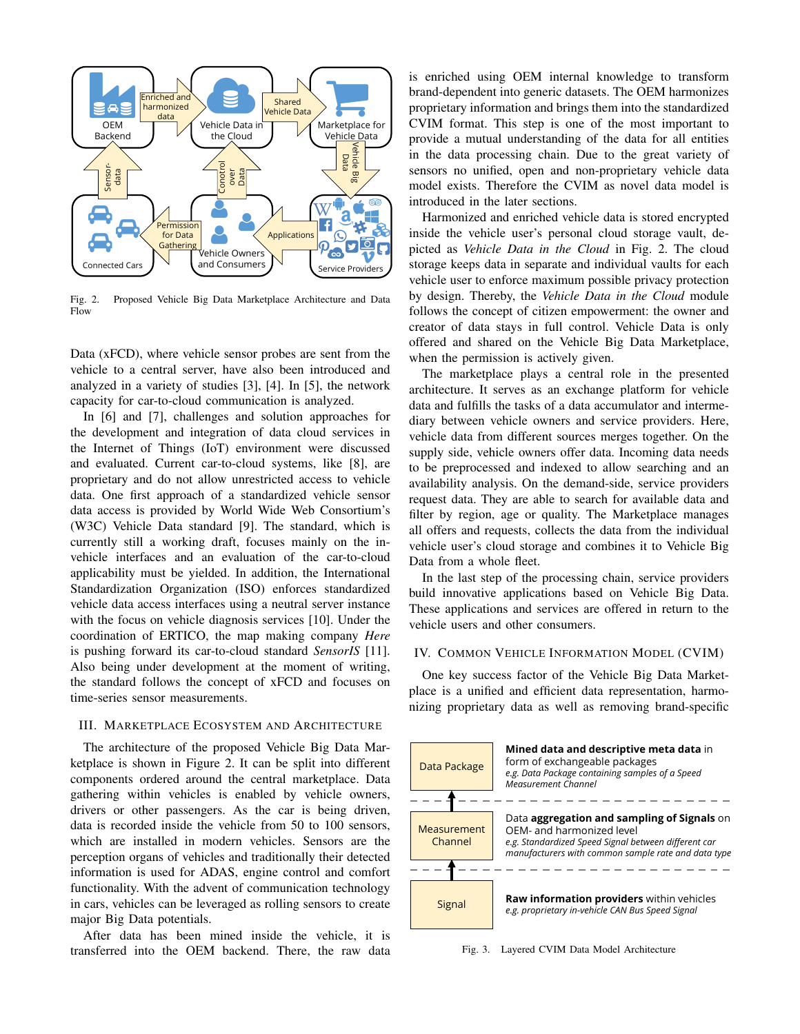Fig. 2. Proposed Vehicle Big Data Marketplace Architecture and Data Flow

Data (xFCD), where vehicle sensor probes are sent from the vehicle to a central server, have also been introduced and analyzed in a variety of studies [3], [4]. In [5], the network capacity for car-to-cloud communication is analyzed.

In [6] and [7], challenges and solution approaches for the development and integration of data cloud services in the Internet of Things (IoT) environment were discussed and evaluated. Current car-to-cloud systems, like [8], are proprietary and do not allow unrestricted access to vehicle data. One first approach of a standardized vehicle sensor data access is provided by World Wide Web Consortium's (W3C) Vehicle Data standard [9]. The standard, which is currently still a working draft, focuses mainly on the in-vehicle interfaces and an evaluation of the car-to-cloud applicability must be yielded. In addition, the International Standardization Organization (ISO) enforces standardized vehicle data access interfaces using a neutral server instance with the focus on vehicle diagnosis services [10]. Under the coordination of ERTICO, the map making company *Here* is pushing forward its car-to-cloud standard *SensorIS* [11]. Also being under development at the moment of writing, the standard follows the concept of xFCD and focuses on time-series sensor measurements.

## III. Marketplace Ecosystem and Architecture

The architecture of the proposed Vehicle Big Data Marketplace is shown in Figure 2. It can be split into different components ordered around the central marketplace. Data gathering within vehicles is enabled by vehicle owners, drivers or other passengers. As the car is being driven, data is recorded inside the vehicle from 50 to 100 sensors, which are installed in modern vehicles. Sensors are the perception organs of vehicles and traditionally their detected information is used for ADAS, engine control and comfort functionality. With the advent of communication technology in cars, vehicles can be leveraged as rolling sensors to create major Big Data potentials.

After data has been mined inside the vehicle, it is transferred into the OEM backend. There, the raw data is enriched using OEM internal knowledge to transform brand-dependent into generic datasets. The OEM harmonizes proprietary information and brings them into the standardized CVIM format. This step is one of the most important to provide a mutual understanding of the data for all entities in the data processing chain. Due to the great variety of sensors no unified, open and non-proprietary vehicle data model exists. Therefore the CVIM as novel data model is introduced in the later sections.

Harmonized and enriched vehicle data is stored encrypted inside the vehicle user's personal cloud storage vault, depicted as *Vehicle Data in the Cloud* in Fig. 2. The cloud storage keeps data in separate and individual vaults for each vehicle user to enforce maximum possible privacy protection by design. Thereby, the *Vehicle Data in the Cloud* module follows the concept of citizen empowerment: the owner and creator of data stays in full control. Vehicle Data is only offered and shared on the Vehicle Big Data Marketplace, when the permission is actively given.

The marketplace plays a central role in the presented architecture. It serves as an exchange platform for vehicle data and fulfills the tasks of a data accumulator and intermediary between vehicle owners and service providers. Here, vehicle data from different sources merges together. On the supply side, vehicle owners offer data. Incoming data needs to be preprocessed and indexed to allow searching and an availability analysis. On the demand-side, service providers request data. They are able to search for available data and filter by region, age or quality. The Marketplace manages all offers and requests, collects the data from the individual vehicle user's cloud storage and combines it to Vehicle Big Data from a whole fleet.

In the last step of the processing chain, service providers build innovative applications based on Vehicle Big Data. These applications and services are offered in return to the vehicle users and other consumers.

## IV. Common Vehicle Information Model (CVIM)

One key success factor of the Vehicle Big Data Marketplace is a unified and efficient data representation, harmonizing proprietary data as well as removing brand-specific

Fig. 3. Layered CVIM Data Model Architecture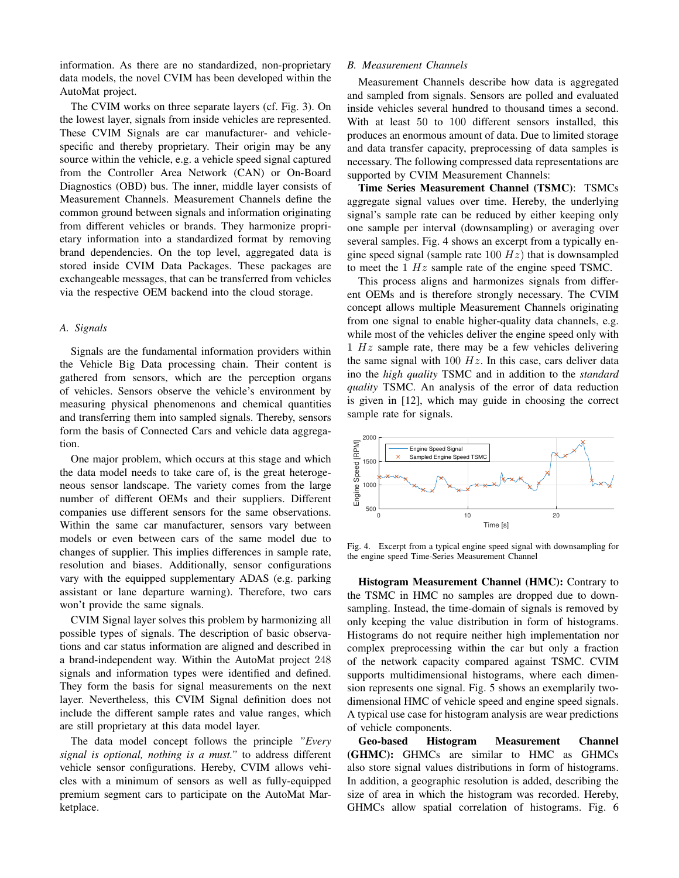information. As there are no standardized, non-proprietary data models, the novel CVIM has been developed within the AutoMat project.

The CVIM works on three separate layers (cf. Fig. 3). On the lowest layer, signals from inside vehicles are represented. These CVIM Signals are car manufacturer- and vehicle-specific and thereby proprietary. Their origin may be any source within the vehicle, e.g. a vehicle speed signal captured from the Controller Area Network (CAN) or On-Board Diagnostics (OBD) bus. The inner, middle layer consists of Measurement Channels. Measurement Channels define the common ground between signals and information originating from different vehicles or brands. They harmonize proprietary information into a standardized format by removing brand dependencies. On the top level, aggregated data is stored inside CVIM Data Packages. These packages are exchangeable messages, that can be transferred from vehicles via the respective OEM backend into the cloud storage.

### *A. Signals*

Signals are the fundamental information providers within the Vehicle Big Data processing chain. Their content is gathered from sensors, which are the perception organs of vehicles. Sensors observe the vehicle's environment by measuring physical phenomenons and chemical quantities and transferring them into sampled signals. Thereby, sensors form the basis of Connected Cars and vehicle data aggregation.

One major problem, which occurs at this stage and which the data model needs to take care of, is the great heterogeneous sensor landscape. The variety comes from the large number of different OEMs and their suppliers. Different companies use different sensors for the same observations. Within the same car manufacturer, sensors vary between models or even between cars of the same model due to changes of supplier. This implies differences in sample rate, resolution and biases. Additionally, sensor configurations vary with the equipped supplementary ADAS (e.g. parking assistant or lane departure warning). Therefore, two cars won't provide the same signals.

CVIM Signal layer solves this problem by harmonizing all possible types of signals. The description of basic observations and car status information are aligned and described in a brand-independent way. Within the AutoMat project 248 signals and information types were identified and defined. They form the basis for signal measurements on the next layer. Nevertheless, this CVIM Signal definition does not include the different sample rates and value ranges, which are still proprietary at this data model layer.

The data model concept follows the principle *"Every signal is optional, nothing is a must."* to address different vehicle sensor configurations. Hereby, CVIM allows vehicles with a minimum of sensors as well as fully-equipped premium segment cars to participate on the AutoMat Marketplace.

### *B. Measurement Channels*

Measurement Channels describe how data is aggregated and sampled from signals. Sensors are polled and evaluated inside vehicles several hundred to thousand times a second. With at least 50 to 100 different sensors installed, this produces an enormous amount of data. Due to limited storage and data transfer capacity, preprocessing of data samples is necessary. The following compressed data representations are supported by CVIM Measurement Channels:

**Time Series Measurement Channel (TSMC)**: TSMCs aggregate signal values over time. Hereby, the underlying signal's sample rate can be reduced by either keeping only one sample per interval (downsampling) or averaging over several samples. Fig. 4 shows an excerpt from a typically engine speed signal (sample rate $100\ Hz$) that is downsampled to meet the $1\ Hz$ sample rate of the engine speed TSMC.

This process aligns and harmonizes signals from different OEMs and is therefore strongly necessary. The CVIM concept allows multiple Measurement Channels originating from one signal to enable higher-quality data channels, e.g. while most of the vehicles deliver the engine speed only with $1\ Hz$ sample rate, there may be a few vehicles delivering the same signal with $100\ Hz$. In this case, cars deliver data ino the *high quality* TSMC and in addition to the *standard quality* TSMC. An analysis of the error of data reduction is given in [12], which may guide in choosing the correct sample rate for signals.

Fig. 4. Excerpt from a typical engine speed signal with downsampling for the engine speed Time-Series Measurement Channel

**Histogram Measurement Channel (HMC):** Contrary to the TSMC in HMC no samples are dropped due to downsampling. Instead, the time-domain of signals is removed by only keeping the value distribution in form of histograms. Histograms do not require neither high implementation nor complex preprocessing within the car but only a fraction of the network capacity compared against TSMC. CVIM supports multidimensional histograms, where each dimension represents one signal. Fig. 5 shows an exemplarily two-dimensional HMC of vehicle speed and engine speed signals. A typical use case for histogram analysis are wear predictions of vehicle components.

**Geo-based Histogram Measurement Channel (GHMC):** GHMCs are similar to HMC as GHMCs also store signal values distributions in form of histograms. In addition, a geographic resolution is added, describing the size of area in which the histogram was recorded. Hereby, GHMCs allow spatial correlation of histograms. Fig. 6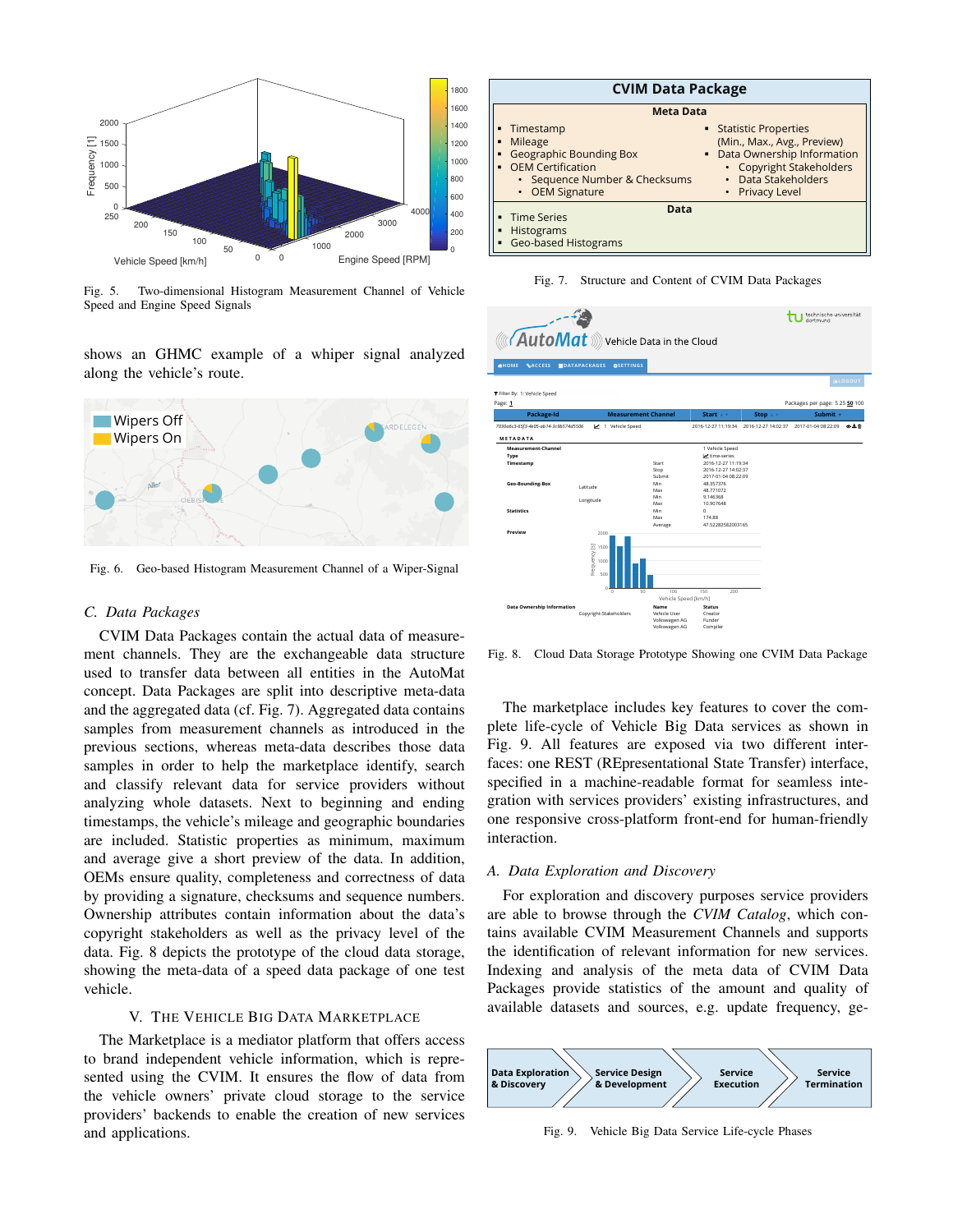Fig. 5. Two-dimensional Histogram Measurement Channel of Vehicle Speed and Engine Speed Signals

shows an GHMC example of a whiper signal analyzed along the vehicle's route.

Fig. 6. Geo-based Histogram Measurement Channel of a Wiper-Signal

### C. Data Packages

CVIM Data Packages contain the actual data of measurement channels. They are the exchangeable data structure used to transfer data between all entities in the AutoMat concept. Data Packages are split into descriptive meta-data and the aggregated data (cf. Fig. 7). Aggregated data contains samples from measurement channels as introduced in the previous sections, whereas meta-data describes those data samples in order to help the marketplace identify, search and classify relevant data for service providers without analyzing whole datasets. Next to beginning and ending timestamps, the vehicle's mileage and geographic boundaries are included. Statistic properties as minimum, maximum and average give a short preview of the data. In addition, OEMs ensure quality, completeness and correctness of data by providing a signature, checksums and sequence numbers. Ownership attributes contain information about the data's copyright stakeholders as well as the privacy level of the data. Fig. 8 depicts the prototype of the cloud data storage, showing the meta-data of a speed data package of one test vehicle.

## V. The Vehicle Big Data Marketplace

The Marketplace is a mediator platform that offers access to brand independent vehicle information, which is represented using the CVIM. It ensures the flow of data from the vehicle owners' private cloud storage to the service providers' backends to enable the creation of new services and applications.

Fig. 7. Structure and Content of CVIM Data Packages

Fig. 8. Cloud Data Storage Prototype Showing one CVIM Data Package

The marketplace includes key features to cover the complete life-cycle of Vehicle Big Data services as shown in Fig. 9. All features are exposed via two different interfaces: one REST (REpresentational State Transfer) interface, specified in a machine-readable format for seamless integration with services providers' existing infrastructures, and one responsive cross-platform front-end for human-friendly interaction.

### A. Data Exploration and Discovery

For exploration and discovery purposes service providers are able to browse through the *CVIM Catalog*, which contains available CVIM Measurement Channels and supports the identification of relevant information for new services. Indexing and analysis of the meta data of CVIM Data Packages provide statistics of the amount and quality of available datasets and sources, e.g. update frequency, ge-

Fig. 9. Vehicle Big Data Service Life-cycle Phases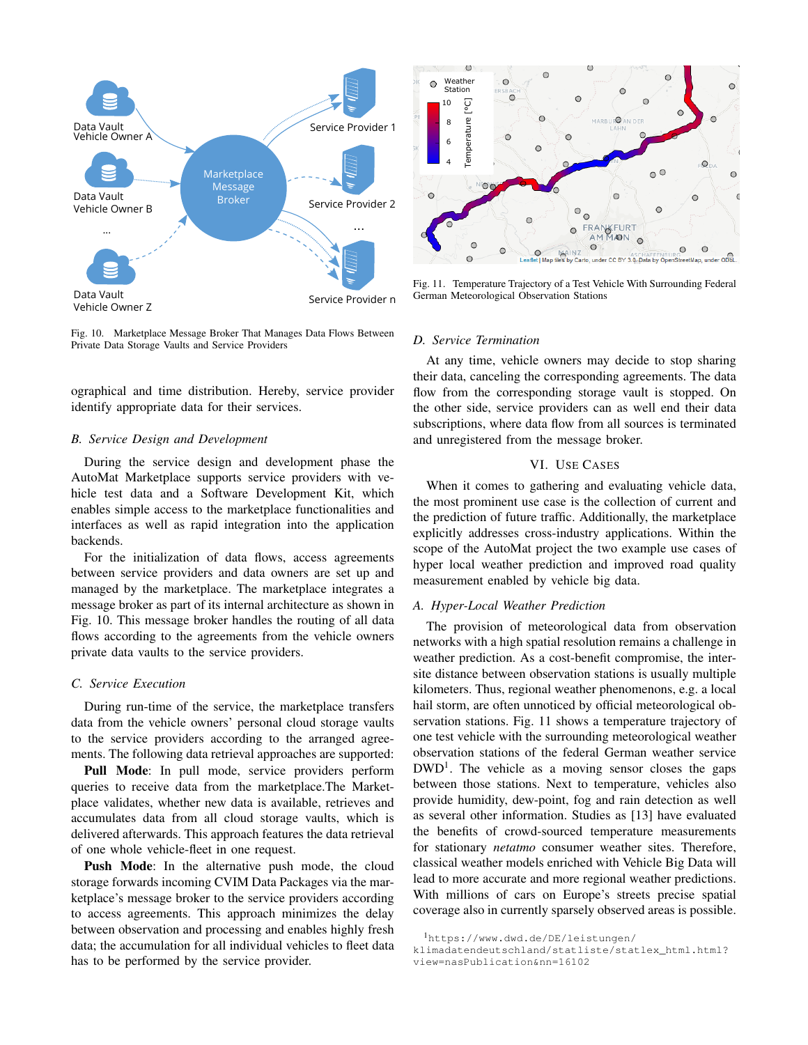Fig. 10. Marketplace Message Broker That Manages Data Flows Between Private Data Storage Vaults and Service Providers

ographical and time distribution. Hereby, service provider identify appropriate data for their services.

### B. Service Design and Development

During the service design and development phase the AutoMat Marketplace supports service providers with vehicle test data and a Software Development Kit, which enables simple access to the marketplace functionalities and interfaces as well as rapid integration into the application backends.

For the initialization of data flows, access agreements between service providers and data owners are set up and managed by the marketplace. The marketplace integrates a message broker as part of its internal architecture as shown in Fig. 10. This message broker handles the routing of all data flows according to the agreements from the vehicle owners private data vaults to the service providers.

### C. Service Execution

During run-time of the service, the marketplace transfers data from the vehicle owners' personal cloud storage vaults to the service providers according to the arranged agreements. The following data retrieval approaches are supported:

**Pull Mode**: In pull mode, service providers perform queries to receive data from the marketplace.The Marketplace validates, whether new data is available, retrieves and accumulates data from all cloud storage vaults, which is delivered afterwards. This approach features the data retrieval of one whole vehicle-fleet in one request.

**Push Mode**: In the alternative push mode, the cloud storage forwards incoming CVIM Data Packages via the marketplace's message broker to the service providers according to access agreements. This approach minimizes the delay between observation and processing and enables highly fresh data; the accumulation for all individual vehicles to fleet data has to be performed by the service provider.

Fig. 11. Temperature Trajectory of a Test Vehicle With Surrounding Federal German Meteorological Observation Stations

### D. Service Termination

At any time, vehicle owners may decide to stop sharing their data, canceling the corresponding agreements. The data flow from the corresponding storage vault is stopped. On the other side, service providers can as well end their data subscriptions, where data flow from all sources is terminated and unregistered from the message broker.

## VI. Use Cases

When it comes to gathering and evaluating vehicle data, the most prominent use case is the collection of current and the prediction of future traffic. Additionally, the marketplace explicitly addresses cross-industry applications. Within the scope of the AutoMat project the two example use cases of hyper local weather prediction and improved road quality measurement enabled by vehicle big data.

### A. Hyper-Local Weather Prediction

The provision of meteorological data from observation networks with a high spatial resolution remains a challenge in weather prediction. As a cost-benefit compromise, the inter-site distance between observation stations is usually multiple kilometers. Thus, regional weather phenomenons, e.g. a local hail storm, are often unnoticed by official meteorological observation stations. Fig. 11 shows a temperature trajectory of one test vehicle with the surrounding meteorological weather observation stations of the federal German weather service DWD[1]. The vehicle as a moving sensor closes the gaps between those stations. Next to temperature, vehicles also provide humidity, dew-point, fog and rain detection as well as several other information. Studies as [13] have evaluated the benefits of crowd-sourced temperature measurements for stationary *netatmo* consumer weather sites. Therefore, classical weather models enriched with Vehicle Big Data will lead to more accurate and more regional weather predictions. With millions of cars on Europe's streets precise spatial coverage also in currently sparsely observed areas is possible.

[1]https://www.dwd.de/DE/leistungen/klimadatendeutschland/statliste/statlex_html.html?view=nasPublication&nn=16102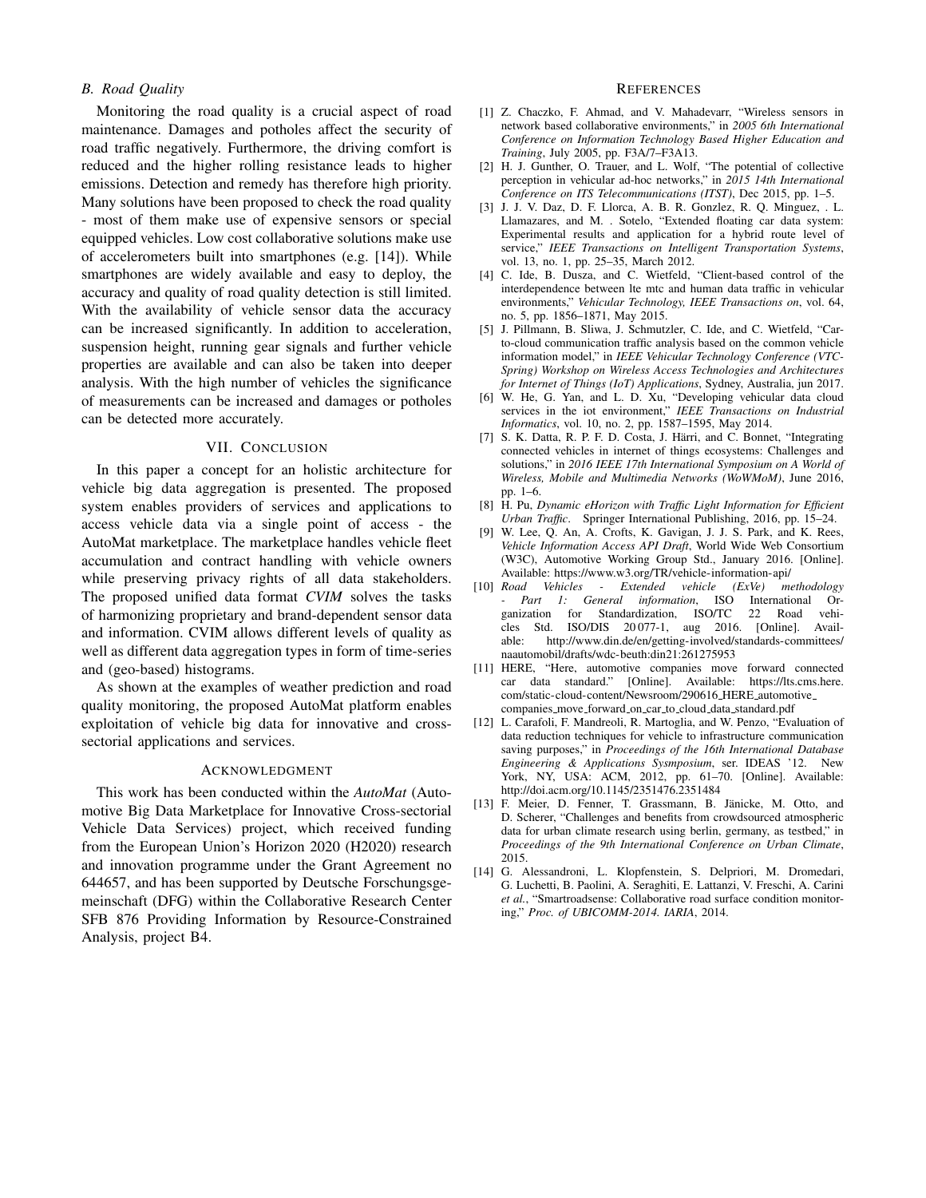### B. Road Quality

Monitoring the road quality is a crucial aspect of road maintenance. Damages and potholes affect the security of road traffic negatively. Furthermore, the driving comfort is reduced and the higher rolling resistance leads to higher emissions. Detection and remedy has therefore high priority. Many solutions have been proposed to check the road quality - most of them make use of expensive sensors or special equipped vehicles. Low cost collaborative solutions make use of accelerometers built into smartphones (e.g. [14]). While smartphones are widely available and easy to deploy, the accuracy and quality of road quality detection is still limited. With the availability of vehicle sensor data the accuracy can be increased significantly. In addition to acceleration, suspension height, running gear signals and further vehicle properties are available and can also be taken into deeper analysis. With the high number of vehicles the significance of measurements can be increased and damages or potholes can be detected more accurately.

## VII. Conclusion

In this paper a concept for an holistic architecture for vehicle big data aggregation is presented. The proposed system enables providers of services and applications to access vehicle data via a single point of access - the AutoMat marketplace. The marketplace handles vehicle fleet accumulation and contract handling with vehicle owners while preserving privacy rights of all data stakeholders. The proposed unified data format *CVIM* solves the tasks of harmonizing proprietary and brand-dependent sensor data and information. CVIM allows different levels of quality as well as different data aggregation types in form of time-series and (geo-based) histograms.

As shown at the examples of weather prediction and road quality monitoring, the proposed AutoMat platform enables exploitation of vehicle big data for innovative and cross-sectorial applications and services.

## Acknowledgment

This work has been conducted within the *AutoMat* (Automotive Big Data Marketplace for Innovative Cross-sectorial Vehicle Data Services) project, which received funding from the European Union's Horizon 2020 (H2020) research and innovation programme under the Grant Agreement no 644657, and has been supported by Deutsche Forschungsgemeinschaft (DFG) within the Collaborative Research Center SFB 876 Providing Information by Resource-Constrained Analysis, project B4.

## References

[1] Z. Chaczko, F. Ahmad, and V. Mahadevarr, "Wireless sensors in network based collaborative environments," in *2005 6th International Conference on Information Technology Based Higher Education and Training*, July 2005, pp. F3A/7–F3A13.

[2] H. J. Gunther, O. Trauer, and L. Wolf, "The potential of collective perception in vehicular ad-hoc networks," in *2015 14th International Conference on ITS Telecommunications (ITST)*, Dec 2015, pp. 1–5.

[3] J. J. V. Daz, D. F. Llorca, A. B. R. Gonzlez, R. Q. Minguez, . L. Llamazares, and M. . Sotelo, "Extended floating car data system: Experimental results and application for a hybrid route level of service," *IEEE Transactions on Intelligent Transportation Systems*, vol. 13, no. 1, pp. 25–35, March 2012.

[4] C. Ide, B. Dusza, and C. Wietfeld, "Client-based control of the interdependence between lte mtc and human data traffic in vehicular environments," *Vehicular Technology, IEEE Transactions on*, vol. 64, no. 5, pp. 1856–1871, May 2015.

[5] J. Pillmann, B. Sliwa, J. Schmutzler, C. Ide, and C. Wietfeld, "Car-to-cloud communication traffic analysis based on the common vehicle information model," in *IEEE Vehicular Technology Conference (VTC-Spring) Workshop on Wireless Access Technologies and Architectures for Internet of Things (IoT) Applications*, Sydney, Australia, jun 2017.

[6] W. He, G. Yan, and L. D. Xu, "Developing vehicular data cloud services in the iot environment," *IEEE Transactions on Industrial Informatics*, vol. 10, no. 2, pp. 1587–1595, May 2014.

[7] S. K. Datta, R. P. F. D. Costa, J. Härri, and C. Bonnet, "Integrating connected vehicles in internet of things ecosystems: Challenges and solutions," in *2016 IEEE 17th International Symposium on A World of Wireless, Mobile and Multimedia Networks (WoWMoM)*, June 2016, pp. 1–6.

[8] H. Pu, *Dynamic eHorizon with Traffic Light Information for Efficient Urban Traffic*. Springer International Publishing, 2016, pp. 15–24.

[9] W. Lee, Q. An, A. Crofts, K. Gavigan, J. J. S. Park, and K. Rees, *Vehicle Information Access API Draft*, World Wide Web Consortium (W3C), Automotive Working Group Std., January 2016. [Online]. Available: https://www.w3.org/TR/vehicle-information-api/

[10] *Road Vehicles - Extended vehicle (ExVe) methodology - Part 1: General information*, ISO International Organization for Standardization, ISO/TC 22 Road vehicles Std. ISO/DIS 20 077-1, aug 2016. [Online]. Available: http://www.din.de/en/getting-involved/standards-committees/naautomobil/drafts/wdc-beuth:din21:261275953

[11] HERE, "Here, automotive companies move forward connected car data standard." [Online]. Available: https://lts.cms.here.com/static-cloud-content/Newsroom/290616_HERE_automotive_companies_move_forward_on_car_to_cloud_data_standard.pdf

[12] L. Carafoli, F. Mandreoli, R. Martoglia, and W. Penzo, "Evaluation of data reduction techniques for vehicle to infrastructure communication saving purposes," in *Proceedings of the 16th International Database Engineering & Applications Sysmposium*, ser. IDEAS '12. New York, NY, USA: ACM, 2012, pp. 61–70. [Online]. Available: http://doi.acm.org/10.1145/2351476.2351484

[13] F. Meier, D. Fenner, T. Grassmann, B. Jänicke, M. Otto, and D. Scherer, "Challenges and benefits from crowdsourced atmospheric data for urban climate research using berlin, germany, as testbed," in *Proceedings of the 9th International Conference on Urban Climate*, 2015.

[14] G. Alessandroni, L. Klopfenstein, S. Delpriori, M. Dromedari, G. Luchetti, B. Paolini, A. Seraghiti, E. Lattanzi, V. Freschi, A. Carini *et al.*, "Smartroadsense: Collaborative road surface condition monitoring," *Proc. of UBICOMM-2014. IARIA*, 2014.